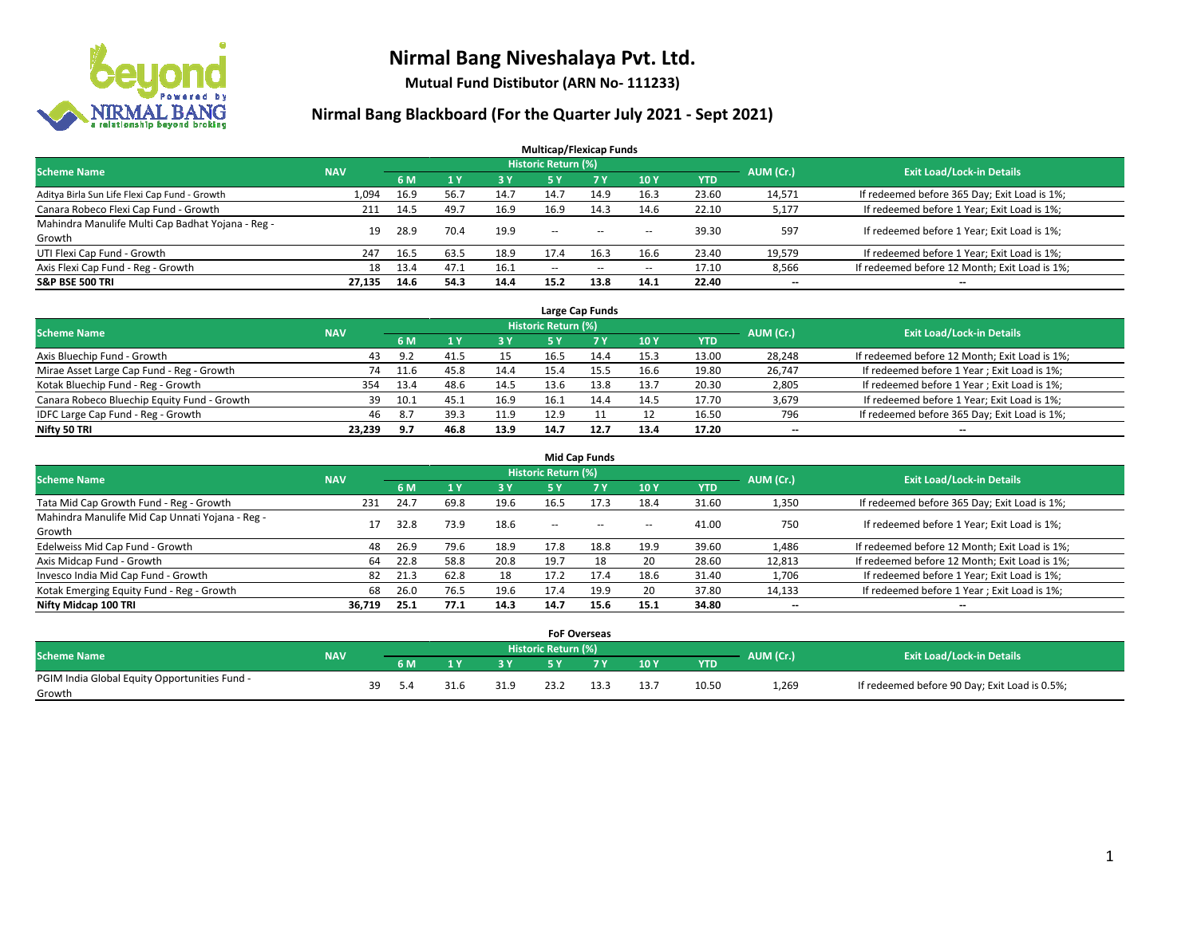# Nirmal Bang Niveshalaya Pvt. Ltd.

**Mutual Fund Distibutor (ARN No- 111233)**

## Nirmal Bang Blackboard (For the Quarter July 2021 - Sept 2021)

### Multicap/Flexicap Funds

| Scheme Name | NAV | Historic Return (%) | | | | | | | AUM (Cr.) | Exit Load/Lock-in Details |
|---|---|---|---|---|---|---|---|---|---|---|
| | | 6 M | 1 Y | 3 Y | 5 Y | 7 Y | 10 Y | YTD | | |
| Aditya Birla Sun Life Flexi Cap Fund - Growth | 1,094 | 16.9 | 56.7 | 14.7 | 14.7 | 14.9 | 16.3 | 23.60 | 14,571 | If redeemed before 365 Day; Exit Load is 1%; |
| Canara Robeco Flexi Cap Fund - Growth | 211 | 14.5 | 49.7 | 16.9 | 16.9 | 14.3 | 14.6 | 22.10 | 5,177 | If redeemed before 1 Year; Exit Load is 1%; |
| Mahindra Manulife Multi Cap Badhat Yojana - Reg - Growth | 19 | 28.9 | 70.4 | 19.9 | -- | -- | -- | 39.30 | 597 | If redeemed before 1 Year; Exit Load is 1%; |
| UTI Flexi Cap Fund - Growth | 247 | 16.5 | 63.5 | 18.9 | 17.4 | 16.3 | 16.6 | 23.40 | 19,579 | If redeemed before 1 Year; Exit Load is 1%; |
| Axis Flexi Cap Fund - Reg - Growth | 18 | 13.4 | 47.1 | 16.1 | -- | -- | -- | 17.10 | 8,566 | If redeemed before 12 Month; Exit Load is 1%; |
| **S&P BSE 500 TRI** | **27,135** | **14.6** | **54.3** | **14.4** | **15.2** | **13.8** | **14.1** | **22.40** | **--** | **--** |

### Large Cap Funds

| Scheme Name | NAV | Historic Return (%) | | | | | | | AUM (Cr.) | Exit Load/Lock-in Details |
|---|---|---|---|---|---|---|---|---|---|---|
| | | 6 M | 1 Y | 3 Y | 5 Y | 7 Y | 10 Y | YTD | | |
| Axis Bluechip Fund - Growth | 43 | 9.2 | 41.5 | 15 | 16.5 | 14.4 | 15.3 | 13.00 | 28,248 | If redeemed before 12 Month; Exit Load is 1%; |
| Mirae Asset Large Cap Fund - Reg - Growth | 74 | 11.6 | 45.8 | 14.4 | 15.4 | 15.5 | 16.6 | 19.80 | 26,747 | If redeemed before 1 Year ; Exit Load is 1%; |
| Kotak Bluechip Fund - Reg - Growth | 354 | 13.4 | 48.6 | 14.5 | 13.6 | 13.8 | 13.7 | 20.30 | 2,805 | If redeemed before 1 Year ; Exit Load is 1%; |
| Canara Robeco Bluechip Equity Fund - Growth | 39 | 10.1 | 45.1 | 16.9 | 16.1 | 14.4 | 14.5 | 17.70 | 3,679 | If redeemed before 1 Year; Exit Load is 1%; |
| IDFC Large Cap Fund - Reg - Growth | 46 | 8.7 | 39.3 | 11.9 | 12.9 | 11 | 12 | 16.50 | 796 | If redeemed before 365 Day; Exit Load is 1%; |
| **Nifty 50 TRI** | **23,239** | **9.7** | **46.8** | **13.9** | **14.7** | **12.7** | **13.4** | **17.20** | **--** | **--** |

### Mid Cap Funds

| Scheme Name | NAV | Historic Return (%) | | | | | | | AUM (Cr.) | Exit Load/Lock-in Details |
|---|---|---|---|---|---|---|---|---|---|---|
| | | 6 M | 1 Y | 3 Y | 5 Y | 7 Y | 10 Y | YTD | | |
| Tata Mid Cap Growth Fund - Reg - Growth | 231 | 24.7 | 69.8 | 19.6 | 16.5 | 17.3 | 18.4 | 31.60 | 1,350 | If redeemed before 365 Day; Exit Load is 1%; |
| Mahindra Manulife Mid Cap Unnati Yojana - Reg - Growth | 17 | 32.8 | 73.9 | 18.6 | -- | -- | -- | 41.00 | 750 | If redeemed before 1 Year; Exit Load is 1%; |
| Edelweiss Mid Cap Fund - Growth | 48 | 26.9 | 79.6 | 18.9 | 17.8 | 18.8 | 19.9 | 39.60 | 1,486 | If redeemed before 12 Month; Exit Load is 1%; |
| Axis Midcap Fund - Growth | 64 | 22.8 | 58.8 | 20.8 | 19.7 | 18 | 20 | 28.60 | 12,813 | If redeemed before 12 Month; Exit Load is 1%; |
| Invesco India Mid Cap Fund - Growth | 82 | 21.3 | 62.8 | 18 | 17.2 | 17.4 | 18.6 | 31.40 | 1,706 | If redeemed before 1 Year; Exit Load is 1%; |
| Kotak Emerging Equity Fund - Reg - Growth | 68 | 26.0 | 76.5 | 19.6 | 17.4 | 19.9 | 20 | 37.80 | 14,133 | If redeemed before 1 Year ; Exit Load is 1%; |
| **Nifty Midcap 100 TRI** | **36,719** | **25.1** | **77.1** | **14.3** | **14.7** | **15.6** | **15.1** | **34.80** | **--** | **--** |

### FoF Overseas

| Scheme Name | NAV | Historic Return (%) | | | | | | | AUM (Cr.) | Exit Load/Lock-in Details |
|---|---|---|---|---|---|---|---|---|---|---|
| | | 6 M | 1 Y | 3 Y | 5 Y | 7 Y | 10 Y | YTD | | |
| PGIM India Global Equity Opportunities Fund - Growth | 39 | 5.4 | 31.6 | 31.9 | 23.2 | 13.3 | 13.7 | 10.50 | 1,269 | If redeemed before 90 Day; Exit Load is 0.5%; |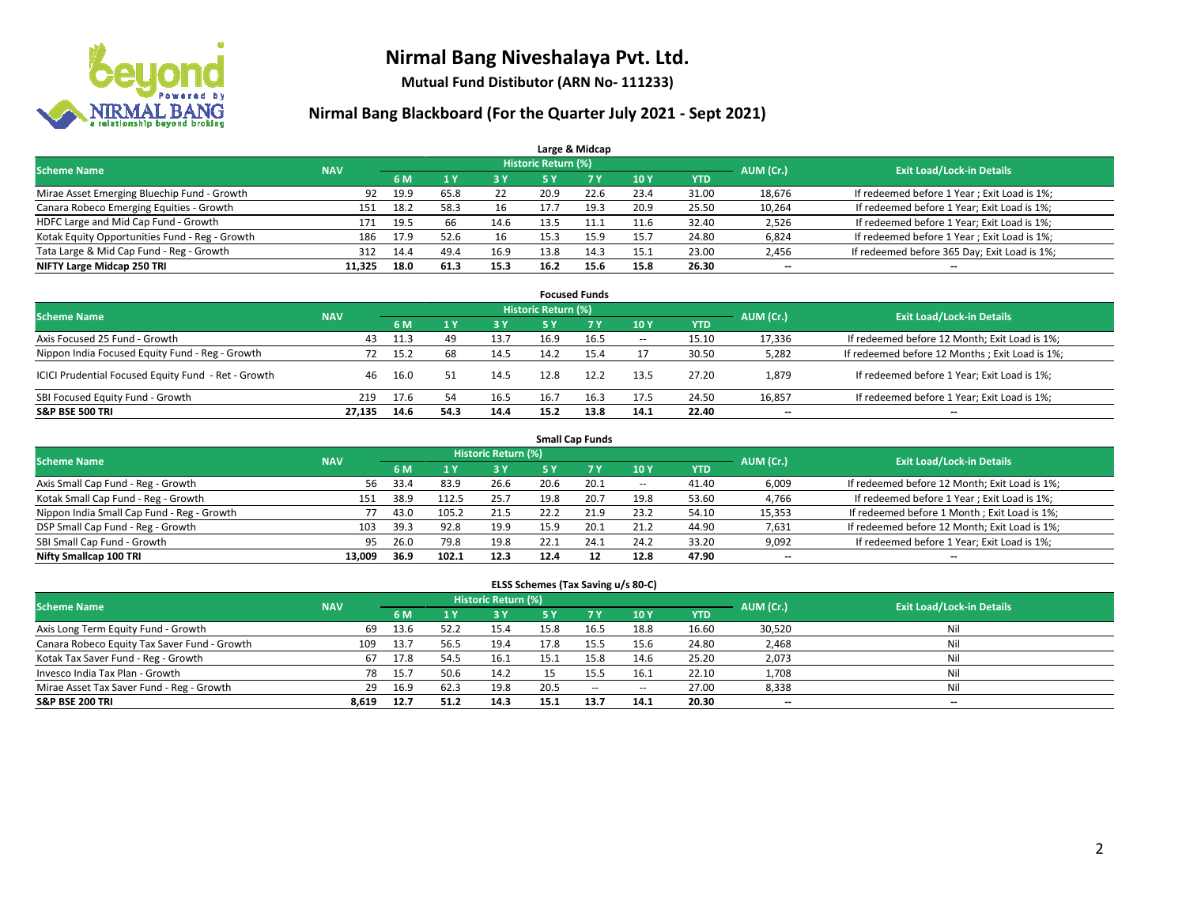# Nirmal Bang Niveshalaya Pvt. Ltd.

**Mutual Fund Distibutor (ARN No- 111233)**

## Nirmal Bang Blackboard (For the Quarter July 2021 - Sept 2021)

### Large & Midcap

| Scheme Name | NAV | Historic Return (%) | | | | | | | AUM (Cr.) | Exit Load/Lock-in Details |
|---|---|---|---|---|---|---|---|---|---|---|
| | | 6 M | 1 Y | 3 Y | 5 Y | 7 Y | 10 Y | YTD | | |
| Mirae Asset Emerging Bluechip Fund - Growth | 92 | 19.9 | 65.8 | 22 | 20.9 | 22.6 | 23.4 | 31.00 | 18,676 | If redeemed before 1 Year ; Exit Load is 1%; |
| Canara Robeco Emerging Equities - Growth | 151 | 18.2 | 58.3 | 16 | 17.7 | 19.3 | 20.9 | 25.50 | 10,264 | If redeemed before 1 Year; Exit Load is 1%; |
| HDFC Large and Mid Cap Fund - Growth | 171 | 19.5 | 66 | 14.6 | 13.5 | 11.1 | 11.6 | 32.40 | 2,526 | If redeemed before 1 Year; Exit Load is 1%; |
| Kotak Equity Opportunities Fund - Reg - Growth | 186 | 17.9 | 52.6 | 16 | 15.3 | 15.9 | 15.7 | 24.80 | 6,824 | If redeemed before 1 Year ; Exit Load is 1%; |
| Tata Large & Mid Cap Fund - Reg - Growth | 312 | 14.4 | 49.4 | 16.9 | 13.8 | 14.3 | 15.1 | 23.00 | 2,456 | If redeemed before 365 Day; Exit Load is 1%; |
| **NIFTY Large Midcap 250 TRI** | **11,325** | **18.0** | **61.3** | **15.3** | **16.2** | **15.6** | **15.8** | **26.30** | **--** | **--** |

### Focused Funds

| Scheme Name | NAV | Historic Return (%) | | | | | | | AUM (Cr.) | Exit Load/Lock-in Details |
|---|---|---|---|---|---|---|---|---|---|---|
| | | 6 M | 1 Y | 3 Y | 5 Y | 7 Y | 10 Y | YTD | | |
| Axis Focused 25 Fund - Growth | 43 | 11.3 | 49 | 13.7 | 16.9 | 16.5 | -- | 15.10 | 17,336 | If redeemed before 12 Month; Exit Load is 1%; |
| Nippon India Focused Equity Fund - Reg - Growth | 72 | 15.2 | 68 | 14.5 | 14.2 | 15.4 | 17 | 30.50 | 5,282 | If redeemed before 12 Months ; Exit Load is 1%; |
| ICICI Prudential Focused Equity Fund - Ret - Growth | 46 | 16.0 | 51 | 14.5 | 12.8 | 12.2 | 13.5 | 27.20 | 1,879 | If redeemed before 1 Year; Exit Load is 1%; |
| SBI Focused Equity Fund - Growth | 219 | 17.6 | 54 | 16.5 | 16.7 | 16.3 | 17.5 | 24.50 | 16,857 | If redeemed before 1 Year; Exit Load is 1%; |
| **S&P BSE 500 TRI** | **27,135** | **14.6** | **54.3** | **14.4** | **15.2** | **13.8** | **14.1** | **22.40** | **--** | **--** |

### Small Cap Funds

| Scheme Name | NAV | Historic Return (%) | | | | | | | AUM (Cr.) | Exit Load/Lock-in Details |
|---|---|---|---|---|---|---|---|---|---|---|
| | | 6 M | 1 Y | 3 Y | 5 Y | 7 Y | 10 Y | YTD | | |
| Axis Small Cap Fund - Reg - Growth | 56 | 33.4 | 83.9 | 26.6 | 20.6 | 20.1 | -- | 41.40 | 6,009 | If redeemed before 12 Month; Exit Load is 1%; |
| Kotak Small Cap Fund - Reg - Growth | 151 | 38.9 | 112.5 | 25.7 | 19.8 | 20.7 | 19.8 | 53.60 | 4,766 | If redeemed before 1 Year ; Exit Load is 1%; |
| Nippon India Small Cap Fund - Reg - Growth | 77 | 43.0 | 105.2 | 21.5 | 22.2 | 21.9 | 23.2 | 54.10 | 15,353 | If redeemed before 1 Month ; Exit Load is 1%; |
| DSP Small Cap Fund - Reg - Growth | 103 | 39.3 | 92.8 | 19.9 | 15.9 | 20.1 | 21.2 | 44.90 | 7,631 | If redeemed before 12 Month; Exit Load is 1%; |
| SBI Small Cap Fund - Growth | 95 | 26.0 | 79.8 | 19.8 | 22.1 | 24.1 | 24.2 | 33.20 | 9,092 | If redeemed before 1 Year; Exit Load is 1%; |
| **Nifty Smallcap 100 TRI** | **13,009** | **36.9** | **102.1** | **12.3** | **12.4** | **12** | **12.8** | **47.90** | **--** | **--** |

### ELSS Schemes (Tax Saving u/s 80-C)

| Scheme Name | NAV | Historic Return (%) | | | | | | | AUM (Cr.) | Exit Load/Lock-in Details |
|---|---|---|---|---|---|---|---|---|---|---|
| | | 6 M | 1 Y | 3 Y | 5 Y | 7 Y | 10 Y | YTD | | |
| Axis Long Term Equity Fund - Growth | 69 | 13.6 | 52.2 | 15.4 | 15.8 | 16.5 | 18.8 | 16.60 | 30,520 | Nil |
| Canara Robeco Equity Tax Saver Fund - Growth | 109 | 13.7 | 56.5 | 19.4 | 17.8 | 15.5 | 15.6 | 24.80 | 2,468 | Nil |
| Kotak Tax Saver Fund - Reg - Growth | 67 | 17.8 | 54.5 | 16.1 | 15.1 | 15.8 | 14.6 | 25.20 | 2,073 | Nil |
| Invesco India Tax Plan - Growth | 78 | 15.7 | 50.6 | 14.2 | 15 | 15.5 | 16.1 | 22.10 | 1,708 | Nil |
| Mirae Asset Tax Saver Fund - Reg - Growth | 29 | 16.9 | 62.3 | 19.8 | 20.5 | -- | -- | 27.00 | 8,338 | Nil |
| **S&P BSE 200 TRI** | **8,619** | **12.7** | **51.2** | **14.3** | **15.1** | **13.7** | **14.1** | **20.30** | **--** | **--** |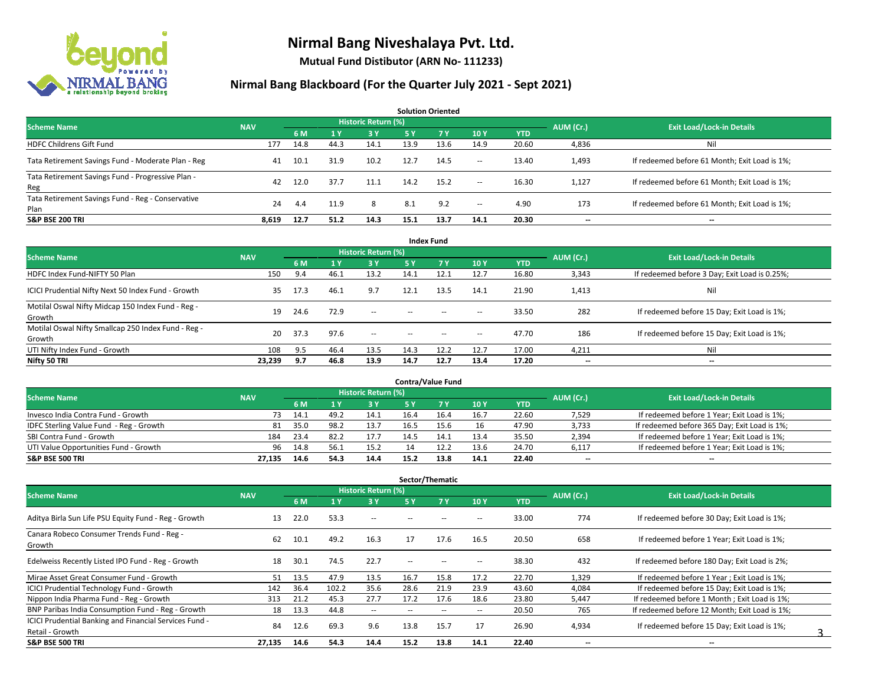# Nirmal Bang Niveshalaya Pvt. Ltd.

**Mutual Fund Distibutor (ARN No- 111233)**

## Nirmal Bang Blackboard (For the Quarter July 2021 - Sept 2021)

### Solution Oriented

| Scheme Name | NAV | Historic Return (%) | | | | | | YTD | AUM (Cr.) | Exit Load/Lock-in Details |
|---|---|---|---|---|---|---|---|---|---|---|
| | | 6 M | 1 Y | 3 Y | 5 Y | 7 Y | 10 Y | | | |
| HDFC Childrens Gift Fund | 177 | 14.8 | 44.3 | 14.1 | 13.9 | 13.6 | 14.9 | 20.60 | 4,836 | Nil |
| Tata Retirement Savings Fund - Moderate Plan - Reg | 41 | 10.1 | 31.9 | 10.2 | 12.7 | 14.5 | -- | 13.40 | 1,493 | If redeemed before 61 Month; Exit Load is 1%; |
| Tata Retirement Savings Fund - Progressive Plan - Reg | 42 | 12.0 | 37.7 | 11.1 | 14.2 | 15.2 | -- | 16.30 | 1,127 | If redeemed before 61 Month; Exit Load is 1%; |
| Tata Retirement Savings Fund - Reg - Conservative Plan | 24 | 4.4 | 11.9 | 8 | 8.1 | 9.2 | -- | 4.90 | 173 | If redeemed before 61 Month; Exit Load is 1%; |
| **S&P BSE 200 TRI** | **8,619** | **12.7** | **51.2** | **14.3** | **15.1** | **13.7** | **14.1** | **20.30** | **--** | **--** |

### Index Fund

| Scheme Name | NAV | Historic Return (%) | | | | | | YTD | AUM (Cr.) | Exit Load/Lock-in Details |
|---|---|---|---|---|---|---|---|---|---|---|
| | | 6 M | 1 Y | 3 Y | 5 Y | 7 Y | 10 Y | | | |
| HDFC Index Fund-NIFTY 50 Plan | 150 | 9.4 | 46.1 | 13.2 | 14.1 | 12.1 | 12.7 | 16.80 | 3,343 | If redeemed before 3 Day; Exit Load is 0.25%; |
| ICICI Prudential Nifty Next 50 Index Fund - Growth | 35 | 17.3 | 46.1 | 9.7 | 12.1 | 13.5 | 14.1 | 21.90 | 1,413 | Nil |
| Motilal Oswal Nifty Midcap 150 Index Fund - Reg - Growth | 19 | 24.6 | 72.9 | -- | -- | -- | -- | 33.50 | 282 | If redeemed before 15 Day; Exit Load is 1%; |
| Motilal Oswal Nifty Smallcap 250 Index Fund - Reg - Growth | 20 | 37.3 | 97.6 | -- | -- | -- | -- | 47.70 | 186 | If redeemed before 15 Day; Exit Load is 1%; |
| UTI Nifty Index Fund - Growth | 108 | 9.5 | 46.4 | 13.5 | 14.3 | 12.2 | 12.7 | 17.00 | 4,211 | Nil |
| **Nifty 50 TRI** | **23,239** | **9.7** | **46.8** | **13.9** | **14.7** | **12.7** | **13.4** | **17.20** | **--** | **--** |

### Contra/Value Fund

| Scheme Name | NAV | Historic Return (%) | | | | | | YTD | AUM (Cr.) | Exit Load/Lock-in Details |
|---|---|---|---|---|---|---|---|---|---|---|
| | | 6 M | 1 Y | 3 Y | 5 Y | 7 Y | 10 Y | | | |
| Invesco India Contra Fund - Growth | 73 | 14.1 | 49.2 | 14.1 | 16.4 | 16.4 | 16.7 | 22.60 | 7,529 | If redeemed before 1 Year; Exit Load is 1%; |
| IDFC Sterling Value Fund - Reg - Growth | 81 | 35.0 | 98.2 | 13.7 | 16.5 | 15.6 | 16 | 47.90 | 3,733 | If redeemed before 365 Day; Exit Load is 1%; |
| SBI Contra Fund - Growth | 184 | 23.4 | 82.2 | 17.7 | 14.5 | 14.1 | 13.4 | 35.50 | 2,394 | If redeemed before 1 Year; Exit Load is 1%; |
| UTI Value Opportunities Fund - Growth | 96 | 14.8 | 56.1 | 15.2 | 14 | 12.2 | 13.6 | 24.70 | 6,117 | If redeemed before 1 Year; Exit Load is 1%; |
| **S&P BSE 500 TRI** | **27,135** | **14.6** | **54.3** | **14.4** | **15.2** | **13.8** | **14.1** | **22.40** | **--** | **--** |

### Sector/Thematic

| Scheme Name | NAV | Historic Return (%) | | | | | | YTD | AUM (Cr.) | Exit Load/Lock-in Details |
|---|---|---|---|---|---|---|---|---|---|---|
| | | 6 M | 1 Y | 3 Y | 5 Y | 7 Y | 10 Y | | | |
| Aditya Birla Sun Life PSU Equity Fund - Reg - Growth | 13 | 22.0 | 53.3 | -- | -- | -- | -- | 33.00 | 774 | If redeemed before 30 Day; Exit Load is 1%; |
| Canara Robeco Consumer Trends Fund - Reg - Growth | 62 | 10.1 | 49.2 | 16.3 | 17 | 17.6 | 16.5 | 20.50 | 658 | If redeemed before 1 Year; Exit Load is 1%; |
| Edelweiss Recently Listed IPO Fund - Reg - Growth | 18 | 30.1 | 74.5 | 22.7 | -- | -- | -- | 38.30 | 432 | If redeemed before 180 Day; Exit Load is 2%; |
| Mirae Asset Great Consumer Fund - Growth | 51 | 13.5 | 47.9 | 13.5 | 16.7 | 15.8 | 17.2 | 22.70 | 1,329 | If redeemed before 1 Year ; Exit Load is 1%; |
| ICICI Prudential Technology Fund - Growth | 142 | 36.4 | 102.2 | 35.6 | 28.6 | 21.9 | 23.9 | 43.60 | 4,084 | If redeemed before 15 Day; Exit Load is 1%; |
| Nippon India Pharma Fund - Reg - Growth | 313 | 21.2 | 45.3 | 27.7 | 17.2 | 17.6 | 18.6 | 23.80 | 5,447 | If redeemed before 1 Month ; Exit Load is 1%; |
| BNP Paribas India Consumption Fund - Reg - Growth | 18 | 13.3 | 44.8 | -- | -- | -- | -- | 20.50 | 765 | If redeemed before 12 Month; Exit Load is 1%; |
| ICICI Prudential Banking and Financial Services Fund - Retail - Growth | 84 | 12.6 | 69.3 | 9.6 | 13.8 | 15.7 | 17 | 26.90 | 4,934 | If redeemed before 15 Day; Exit Load is 1%; |
| **S&P BSE 500 TRI** | **27,135** | **14.6** | **54.3** | **14.4** | **15.2** | **13.8** | **14.1** | **22.40** | **--** | **--** |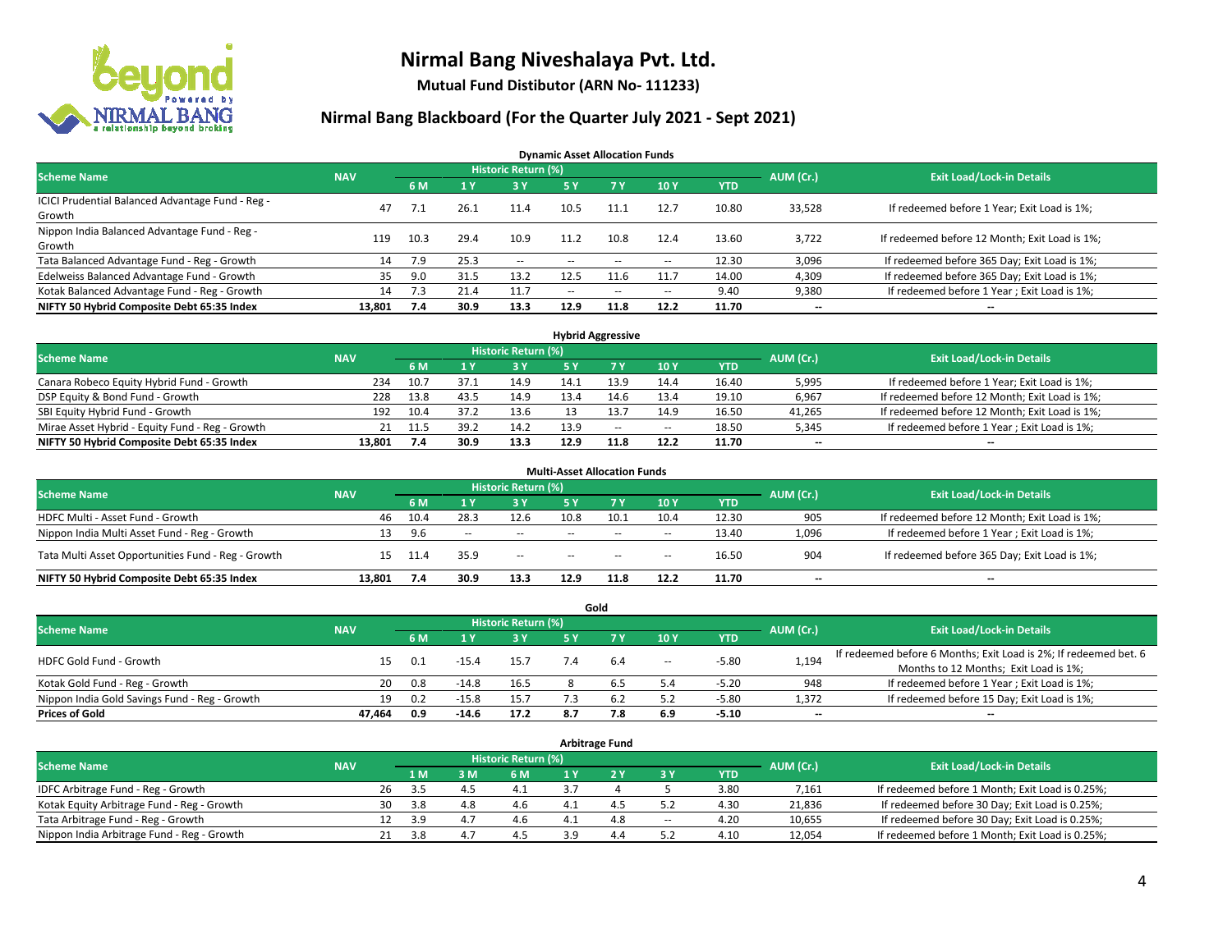# Nirmal Bang Niveshalaya Pvt. Ltd.

**Mutual Fund Distibutor (ARN No- 111233)**

## Nirmal Bang Blackboard (For the Quarter July 2021 - Sept 2021)

### Dynamic Asset Allocation Funds

| Scheme Name | NAV | Historic Return (%) | | | | | | | AUM (Cr.) | Exit Load/Lock-in Details |
|---|---|---|---|---|---|---|---|---|---|---|
| | | 6 M | 1 Y | 3 Y | 5 Y | 7 Y | 10 Y | YTD | | |
| ICICI Prudential Balanced Advantage Fund - Reg - Growth | 47 | 7.1 | 26.1 | 11.4 | 10.5 | 11.1 | 12.7 | 10.80 | 33,528 | If redeemed before 1 Year; Exit Load is 1%; |
| Nippon India Balanced Advantage Fund - Reg - Growth | 119 | 10.3 | 29.4 | 10.9 | 11.2 | 10.8 | 12.4 | 13.60 | 3,722 | If redeemed before 12 Month; Exit Load is 1%; |
| Tata Balanced Advantage Fund - Reg - Growth | 14 | 7.9 | 25.3 | -- | -- | -- | -- | 12.30 | 3,096 | If redeemed before 365 Day; Exit Load is 1%; |
| Edelweiss Balanced Advantage Fund - Growth | 35 | 9.0 | 31.5 | 13.2 | 12.5 | 11.6 | 11.7 | 14.00 | 4,309 | If redeemed before 365 Day; Exit Load is 1%; |
| Kotak Balanced Advantage Fund - Reg - Growth | 14 | 7.3 | 21.4 | 11.7 | -- | -- | -- | 9.40 | 9,380 | If redeemed before 1 Year ; Exit Load is 1%; |
| **NIFTY 50 Hybrid Composite Debt 65:35 Index** | **13,801** | **7.4** | **30.9** | **13.3** | **12.9** | **11.8** | **12.2** | **11.70** | **--** | **--** |

### Hybrid Aggressive

| Scheme Name | NAV | Historic Return (%) | | | | | | | AUM (Cr.) | Exit Load/Lock-in Details |
|---|---|---|---|---|---|---|---|---|---|---|
| | | 6 M | 1 Y | 3 Y | 5 Y | 7 Y | 10 Y | YTD | | |
| Canara Robeco Equity Hybrid Fund - Growth | 234 | 10.7 | 37.1 | 14.9 | 14.1 | 13.9 | 14.4 | 16.40 | 5,995 | If redeemed before 1 Year; Exit Load is 1%; |
| DSP Equity & Bond Fund - Growth | 228 | 13.8 | 43.5 | 14.9 | 13.4 | 14.6 | 13.4 | 19.10 | 6,967 | If redeemed before 12 Month; Exit Load is 1%; |
| SBI Equity Hybrid Fund - Growth | 192 | 10.4 | 37.2 | 13.6 | 13 | 13.7 | 14.9 | 16.50 | 41,265 | If redeemed before 12 Month; Exit Load is 1%; |
| Mirae Asset Hybrid - Equity Fund - Reg - Growth | 21 | 11.5 | 39.2 | 14.2 | 13.9 | -- | -- | 18.50 | 5,345 | If redeemed before 1 Year ; Exit Load is 1%; |
| **NIFTY 50 Hybrid Composite Debt 65:35 Index** | **13,801** | **7.4** | **30.9** | **13.3** | **12.9** | **11.8** | **12.2** | **11.70** | **--** | **--** |

### Multi-Asset Allocation Funds

| Scheme Name | NAV | Historic Return (%) | | | | | | | AUM (Cr.) | Exit Load/Lock-in Details |
|---|---|---|---|---|---|---|---|---|---|---|
| | | 6 M | 1 Y | 3 Y | 5 Y | 7 Y | 10 Y | YTD | | |
| HDFC Multi - Asset Fund - Growth | 46 | 10.4 | 28.3 | 12.6 | 10.8 | 10.1 | 10.4 | 12.30 | 905 | If redeemed before 12 Month; Exit Load is 1%; |
| Nippon India Multi Asset Fund - Reg - Growth | 13 | 9.6 | -- | -- | -- | -- | -- | 13.40 | 1,096 | If redeemed before 1 Year ; Exit Load is 1%; |
| Tata Multi Asset Opportunities Fund - Reg - Growth | 15 | 11.4 | 35.9 | -- | -- | -- | -- | 16.50 | 904 | If redeemed before 365 Day; Exit Load is 1%; |
| **NIFTY 50 Hybrid Composite Debt 65:35 Index** | **13,801** | **7.4** | **30.9** | **13.3** | **12.9** | **11.8** | **12.2** | **11.70** | **--** | **--** |

### Gold

| Scheme Name | NAV | Historic Return (%) | | | | | | | AUM (Cr.) | Exit Load/Lock-in Details |
|---|---|---|---|---|---|---|---|---|---|---|
| | | 6 M | 1 Y | 3 Y | 5 Y | 7 Y | 10 Y | YTD | | |
| HDFC Gold Fund - Growth | 15 | 0.1 | -15.4 | 15.7 | 7.4 | 6.4 | -- | -5.80 | 1,194 | If redeemed before 6 Months; Exit Load is 2%; If redeemed bet. 6 Months to 12 Months; Exit Load is 1%; |
| Kotak Gold Fund - Reg - Growth | 20 | 0.8 | -14.8 | 16.5 | 8 | 6.5 | 5.4 | -5.20 | 948 | If redeemed before 1 Year ; Exit Load is 1%; |
| Nippon India Gold Savings Fund - Reg - Growth | 19 | 0.2 | -15.8 | 15.7 | 7.3 | 6.2 | 5.2 | -5.80 | 1,372 | If redeemed before 15 Day; Exit Load is 1%; |
| **Prices of Gold** | **47,464** | **0.9** | **-14.6** | **17.2** | **8.7** | **7.8** | **6.9** | **-5.10** | **--** | **--** |

### Arbitrage Fund

| Scheme Name | NAV | Historic Return (%) | | | | | | | AUM (Cr.) | Exit Load/Lock-in Details |
|---|---|---|---|---|---|---|---|---|---|---|
| | | 1 M | 3 M | 6 M | 1 Y | 2 Y | 3 Y | YTD | | |
| IDFC Arbitrage Fund - Reg - Growth | 26 | 3.5 | 4.5 | 4.1 | 3.7 | 4 | 5 | 3.80 | 7,161 | If redeemed before 1 Month; Exit Load is 0.25%; |
| Kotak Equity Arbitrage Fund - Reg - Growth | 30 | 3.8 | 4.8 | 4.6 | 4.1 | 4.5 | 5.2 | 4.30 | 21,836 | If redeemed before 30 Day; Exit Load is 0.25%; |
| Tata Arbitrage Fund - Reg - Growth | 12 | 3.9 | 4.7 | 4.6 | 4.1 | 4.8 | -- | 4.20 | 10,655 | If redeemed before 30 Day; Exit Load is 0.25%; |
| Nippon India Arbitrage Fund - Reg - Growth | 21 | 3.8 | 4.7 | 4.5 | 3.9 | 4.4 | 5.2 | 4.10 | 12,054 | If redeemed before 1 Month; Exit Load is 0.25%; |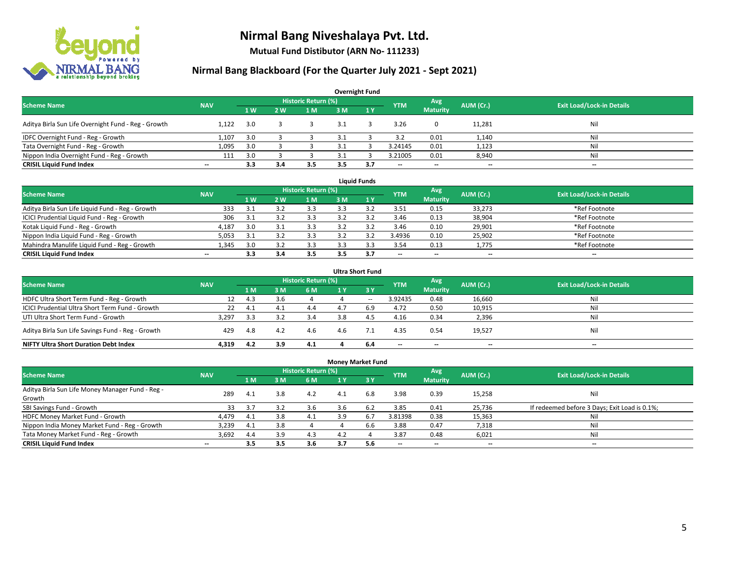# Nirmal Bang Niveshalaya Pvt. Ltd.

**Mutual Fund Distibutor (ARN No- 111233)**

## Nirmal Bang Blackboard (For the Quarter July 2021 - Sept 2021)

### Overnight Fund

| Scheme Name | NAV | Historic Return (%) | | | | | YTM | Avg Maturity | AUM (Cr.) | Exit Load/Lock-in Details |
|---|---|---|---|---|---|---|---|---|---|---|
| | | 1 W | 2 W | 1 M | 3 M | 1 Y | | | | |
| Aditya Birla Sun Life Overnight Fund - Reg - Growth | 1,122 | 3.0 | 3 | 3 | 3.1 | 3 | 3.26 | 0 | 11,281 | Nil |
| IDFC Overnight Fund - Reg - Growth | 1,107 | 3.0 | 3 | 3 | 3.1 | 3 | 3.2 | 0.01 | 1,140 | Nil |
| Tata Overnight Fund - Reg - Growth | 1,095 | 3.0 | 3 | 3 | 3.1 | 3 | 3.24145 | 0.01 | 1,123 | Nil |
| Nippon India Overnight Fund - Reg - Growth | 111 | 3.0 | 3 | 3 | 3.1 | 3 | 3.21005 | 0.01 | 8,940 | Nil |
| **CRISIL Liquid Fund Index** | -- | **3.3** | **3.4** | **3.5** | **3.5** | **3.7** | -- | -- | -- | -- |

### Liquid Funds

| Scheme Name | NAV | Historic Return (%) | | | | | YTM | Avg Maturity | AUM (Cr.) | Exit Load/Lock-in Details |
|---|---|---|---|---|---|---|---|---|---|---|
| | | 1 W | 2 W | 1 M | 3 M | 1 Y | | | | |
| Aditya Birla Sun Life Liquid Fund - Reg - Growth | 333 | 3.1 | 3.2 | 3.3 | 3.3 | 3.2 | 3.51 | 0.15 | 33,273 | *Ref Footnote |
| ICICI Prudential Liquid Fund - Reg - Growth | 306 | 3.1 | 3.2 | 3.3 | 3.2 | 3.2 | 3.46 | 0.13 | 38,904 | *Ref Footnote |
| Kotak Liquid Fund - Reg - Growth | 4,187 | 3.0 | 3.1 | 3.3 | 3.2 | 3.2 | 3.46 | 0.10 | 29,901 | *Ref Footnote |
| Nippon India Liquid Fund - Reg - Growth | 5,053 | 3.1 | 3.2 | 3.3 | 3.2 | 3.2 | 3.4936 | 0.10 | 25,902 | *Ref Footnote |
| Mahindra Manulife Liquid Fund - Reg - Growth | 1,345 | 3.0 | 3.2 | 3.3 | 3.3 | 3.3 | 3.54 | 0.13 | 1,775 | *Ref Footnote |
| **CRISIL Liquid Fund Index** | -- | **3.3** | **3.4** | **3.5** | **3.5** | **3.7** | -- | -- | -- | -- |

### Ultra Short Fund

| Scheme Name | NAV | Historic Return (%) | | | | | YTM | Avg Maturity | AUM (Cr.) | Exit Load/Lock-in Details |
|---|---|---|---|---|---|---|---|---|---|---|
| | | 1 M | 3 M | 6 M | 1 Y | 3 Y | | | | |
| HDFC Ultra Short Term Fund - Reg - Growth | 12 | 4.3 | 3.6 | 4 | 4 | -- | 3.92435 | 0.48 | 16,660 | Nil |
| ICICI Prudential Ultra Short Term Fund - Growth | 22 | 4.1 | 4.1 | 4.4 | 4.7 | 6.9 | 4.72 | 0.50 | 10,915 | Nil |
| UTI Ultra Short Term Fund - Growth | 3,297 | 3.3 | 3.2 | 3.4 | 3.8 | 4.5 | 4.16 | 0.34 | 2,396 | Nil |
| Aditya Birla Sun Life Savings Fund - Reg - Growth | 429 | 4.8 | 4.2 | 4.6 | 4.6 | 7.1 | 4.35 | 0.54 | 19,527 | Nil |
| **NIFTY Ultra Short Duration Debt Index** | **4,319** | **4.2** | **3.9** | **4.1** | **4** | **6.4** | -- | -- | -- | -- |

### Money Market Fund

| Scheme Name | NAV | Historic Return (%) | | | | | YTM | Avg Maturity | AUM (Cr.) | Exit Load/Lock-in Details |
|---|---|---|---|---|---|---|---|---|---|---|
| | | 1 M | 3 M | 6 M | 1 Y | 3 Y | | | | |
| Aditya Birla Sun Life Money Manager Fund - Reg - Growth | 289 | 4.1 | 3.8 | 4.2 | 4.1 | 6.8 | 3.98 | 0.39 | 15,258 | Nil |
| SBI Savings Fund - Growth | 33 | 3.7 | 3.2 | 3.6 | 3.6 | 6.2 | 3.85 | 0.41 | 25,736 | If redeemed before 3 Days; Exit Load is 0.1%; |
| HDFC Money Market Fund - Growth | 4,479 | 4.1 | 3.8 | 4.1 | 3.9 | 6.7 | 3.81398 | 0.38 | 15,363 | Nil |
| Nippon India Money Market Fund - Reg - Growth | 3,239 | 4.1 | 3.8 | 4 | 4 | 6.6 | 3.88 | 0.47 | 7,318 | Nil |
| Tata Money Market Fund - Reg - Growth | 3,692 | 4.4 | 3.9 | 4.3 | 4.2 | 4 | 3.87 | 0.48 | 6,021 | Nil |
| **CRISIL Liquid Fund Index** | -- | **3.5** | **3.5** | **3.6** | **3.7** | **5.6** | -- | -- | -- | -- |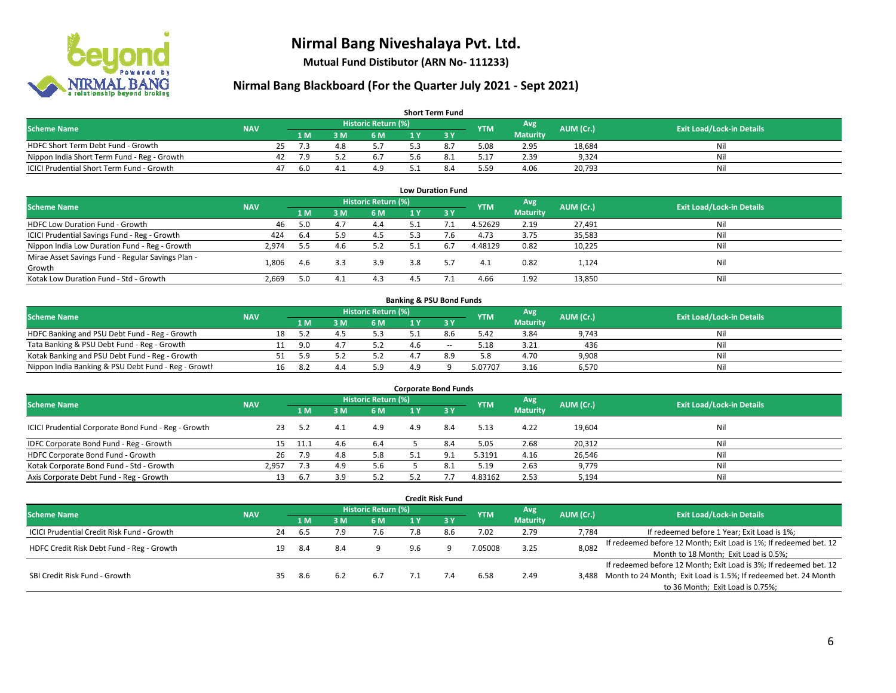# Nirmal Bang Niveshalaya Pvt. Ltd.

**Mutual Fund Distibutor (ARN No- 111233)**

## Nirmal Bang Blackboard (For the Quarter July 2021 - Sept 2021)

### Short Term Fund

| Scheme Name | NAV | Historic Return (%) | | | | | YTM | Avg Maturity | AUM (Cr.) | Exit Load/Lock-in Details |
|---|---|---|---|---|---|---|---|---|---|---|
| | | 1 M | 3 M | 6 M | 1 Y | 3 Y | | | | |
| HDFC Short Term Debt Fund - Growth | 25 | 7.3 | 4.8 | 5.7 | 5.3 | 8.7 | 5.08 | 2.95 | 18,684 | Nil |
| Nippon India Short Term Fund - Reg - Growth | 42 | 7.9 | 5.2 | 6.7 | 5.6 | 8.1 | 5.17 | 2.39 | 9,324 | Nil |
| ICICI Prudential Short Term Fund - Growth | 47 | 6.0 | 4.1 | 4.9 | 5.1 | 8.4 | 5.59 | 4.06 | 20,793 | Nil |

### Low Duration Fund

| Scheme Name | NAV | Historic Return (%) | | | | | YTM | Avg Maturity | AUM (Cr.) | Exit Load/Lock-in Details |
|---|---|---|---|---|---|---|---|---|---|---|
| | | 1 M | 3 M | 6 M | 1 Y | 3 Y | | | | |
| HDFC Low Duration Fund - Growth | 46 | 5.0 | 4.7 | 4.4 | 5.1 | 7.1 | 4.52629 | 2.19 | 27,491 | Nil |
| ICICI Prudential Savings Fund - Reg - Growth | 424 | 6.4 | 5.9 | 4.5 | 5.3 | 7.6 | 4.73 | 3.75 | 35,583 | Nil |
| Nippon India Low Duration Fund - Reg - Growth | 2,974 | 5.5 | 4.6 | 5.2 | 5.1 | 6.7 | 4.48129 | 0.82 | 10,225 | Nil |
| Mirae Asset Savings Fund - Regular Savings Plan - Growth | 1,806 | 4.6 | 3.3 | 3.9 | 3.8 | 5.7 | 4.1 | 0.82 | 1,124 | Nil |
| Kotak Low Duration Fund - Std - Growth | 2,669 | 5.0 | 4.1 | 4.3 | 4.5 | 7.1 | 4.66 | 1.92 | 13,850 | Nil |

### Banking & PSU Bond Funds

| Scheme Name | NAV | Historic Return (%) | | | | | YTM | Avg Maturity | AUM (Cr.) | Exit Load/Lock-in Details |
|---|---|---|---|---|---|---|---|---|---|---|
| | | 1 M | 3 M | 6 M | 1 Y | 3 Y | | | | |
| HDFC Banking and PSU Debt Fund - Reg - Growth | 18 | 5.2 | 4.5 | 5.3 | 5.1 | 8.6 | 5.42 | 3.84 | 9,743 | Nil |
| Tata Banking & PSU Debt Fund - Reg - Growth | 11 | 9.0 | 4.7 | 5.2 | 4.6 | -- | 5.18 | 3.21 | 436 | Nil |
| Kotak Banking and PSU Debt Fund - Reg - Growth | 51 | 5.9 | 5.2 | 5.2 | 4.7 | 8.9 | 5.8 | 4.70 | 9,908 | Nil |
| Nippon India Banking & PSU Debt Fund - Reg - Growth | 16 | 8.2 | 4.4 | 5.9 | 4.9 | 9 | 5.07707 | 3.16 | 6,570 | Nil |

### Corporate Bond Funds

| Scheme Name | NAV | Historic Return (%) | | | | | YTM | Avg Maturity | AUM (Cr.) | Exit Load/Lock-in Details |
|---|---|---|---|---|---|---|---|---|---|---|
| | | 1 M | 3 M | 6 M | 1 Y | 3 Y | | | | |
| ICICI Prudential Corporate Bond Fund - Reg - Growth | 23 | 5.2 | 4.1 | 4.9 | 4.9 | 8.4 | 5.13 | 4.22 | 19,604 | Nil |
| IDFC Corporate Bond Fund - Reg - Growth | 15 | 11.1 | 4.6 | 6.4 | 5 | 8.4 | 5.05 | 2.68 | 20,312 | Nil |
| HDFC Corporate Bond Fund - Growth | 26 | 7.9 | 4.8 | 5.8 | 5.1 | 9.1 | 5.3191 | 4.16 | 26,546 | Nil |
| Kotak Corporate Bond Fund - Std - Growth | 2,957 | 7.3 | 4.9 | 5.6 | 5 | 8.1 | 5.19 | 2.63 | 9,779 | Nil |
| Axis Corporate Debt Fund - Reg - Growth | 13 | 6.7 | 3.9 | 5.2 | 5.2 | 7.7 | 4.83162 | 2.53 | 5,194 | Nil |

### Credit Risk Fund

| Scheme Name | NAV | Historic Return (%) | | | | | YTM | Avg Maturity | AUM (Cr.) | Exit Load/Lock-in Details |
|---|---|---|---|---|---|---|---|---|---|---|
| | | 1 M | 3 M | 6 M | 1 Y | 3 Y | | | | |
| ICICI Prudential Credit Risk Fund - Growth | 24 | 6.5 | 7.9 | 7.6 | 7.8 | 8.6 | 7.02 | 2.79 | 7,784 | If redeemed before 1 Year; Exit Load is 1%; |
| HDFC Credit Risk Debt Fund - Reg - Growth | 19 | 8.4 | 8.4 | 9 | 9.6 | 9 | 7.05008 | 3.25 | 8,082 | If redeemed before 12 Month; Exit Load is 1%; If redeemed bet. 12 Month to 18 Month; Exit Load is 0.5%; |
| SBI Credit Risk Fund - Growth | 35 | 8.6 | 6.2 | 6.7 | 7.1 | 7.4 | 6.58 | 2.49 | 3,488 | If redeemed before 12 Month; Exit Load is 3%; If redeemed bet. 12 Month to 24 Month; Exit Load is 1.5%; If redeemed bet. 24 Month to 36 Month; Exit Load is 0.75%; |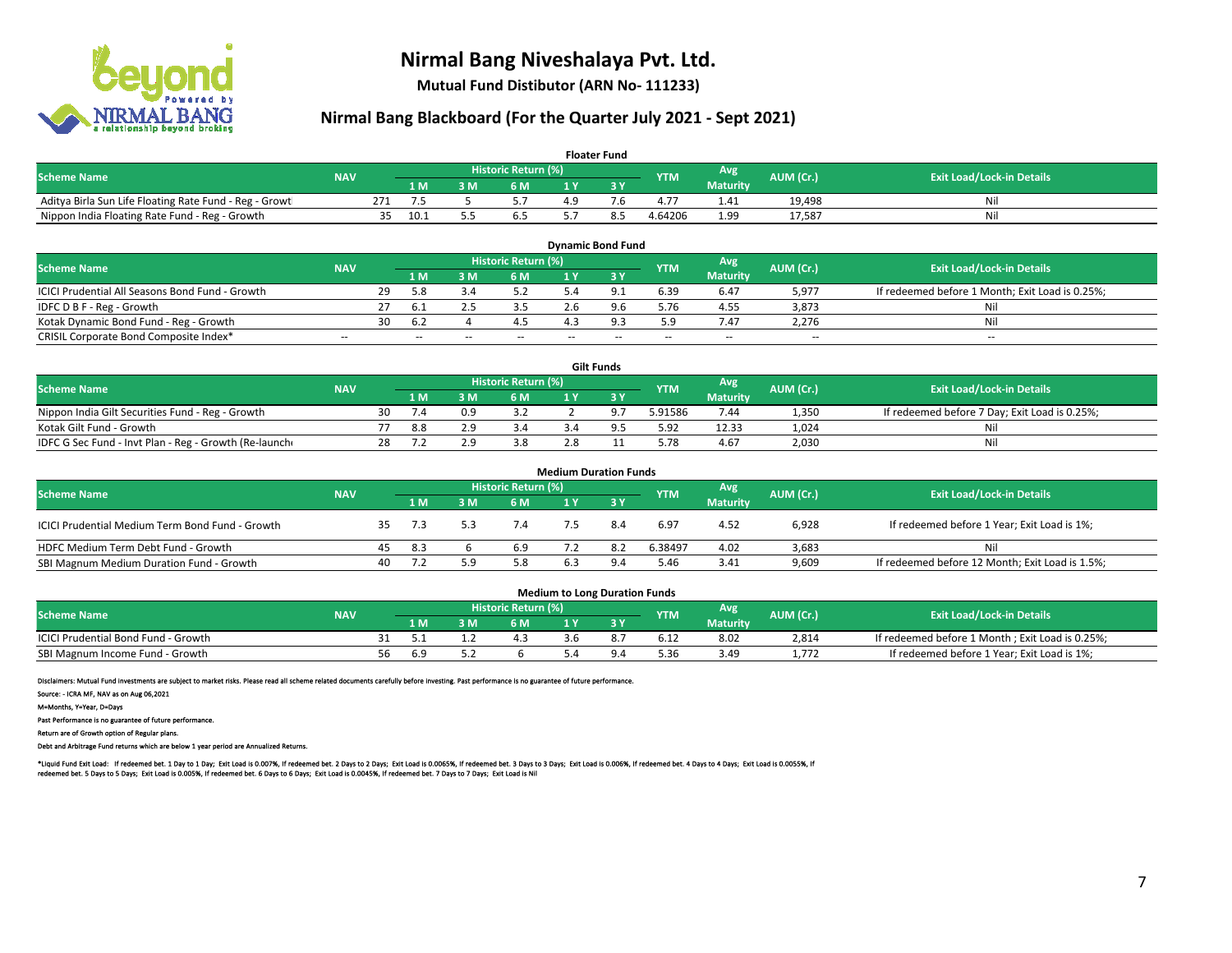# Nirmal Bang Niveshalaya Pvt. Ltd.

**Mutual Fund Distibutor (ARN No- 111233)**

## Nirmal Bang Blackboard (For the Quarter July 2021 - Sept 2021)

### Floater Fund

| Scheme Name | NAV | Historic Return (%) | | | | | YTM | Avg Maturity | AUM (Cr.) | Exit Load/Lock-in Details |
|---|---|---|---|---|---|---|---|---|---|---|
| | | 1 M | 3 M | 6 M | 1 Y | 3 Y | | | | |
| Aditya Birla Sun Life Floating Rate Fund - Reg - Growt | 271 | 7.5 | 5 | 5.7 | 4.9 | 7.6 | 4.77 | 1.41 | 19,498 | Nil |
| Nippon India Floating Rate Fund - Reg - Growth | 35 | 10.1 | 5.5 | 6.5 | 5.7 | 8.5 | 4.64206 | 1.99 | 17,587 | Nil |

### Dynamic Bond Fund

| Scheme Name | NAV | Historic Return (%) | | | | | YTM | Avg Maturity | AUM (Cr.) | Exit Load/Lock-in Details |
|---|---|---|---|---|---|---|---|---|---|---|
| | | 1 M | 3 M | 6 M | 1 Y | 3 Y | | | | |
| ICICI Prudential All Seasons Bond Fund - Growth | 29 | 5.8 | 3.4 | 5.2 | 5.4 | 9.1 | 6.39 | 6.47 | 5,977 | If redeemed before 1 Month; Exit Load is 0.25%; |
| IDFC D B F - Reg - Growth | 27 | 6.1 | 2.5 | 3.5 | 2.6 | 9.6 | 5.76 | 4.55 | 3,873 | Nil |
| Kotak Dynamic Bond Fund - Reg - Growth | 30 | 6.2 | 4 | 4.5 | 4.3 | 9.3 | 5.9 | 7.47 | 2,276 | Nil |
| CRISIL Corporate Bond Composite Index* | -- | -- | -- | -- | -- | -- | -- | -- | -- | -- |

### Gilt Funds

| Scheme Name | NAV | Historic Return (%) | | | | | YTM | Avg Maturity | AUM (Cr.) | Exit Load/Lock-in Details |
|---|---|---|---|---|---|---|---|---|---|---|
| | | 1 M | 3 M | 6 M | 1 Y | 3 Y | | | | |
| Nippon India Gilt Securities Fund - Reg - Growth | 30 | 7.4 | 0.9 | 3.2 | 2 | 9.7 | 5.91586 | 7.44 | 1,350 | If redeemed before 7 Day; Exit Load is 0.25%; |
| Kotak Gilt Fund - Growth | 77 | 8.8 | 2.9 | 3.4 | 3.4 | 9.5 | 5.92 | 12.33 | 1,024 | Nil |
| IDFC G Sec Fund - Invt Plan - Reg - Growth (Re-launch | 28 | 7.2 | 2.9 | 3.8 | 2.8 | 11 | 5.78 | 4.67 | 2,030 | Nil |

### Medium Duration Funds

| Scheme Name | NAV | Historic Return (%) | | | | | YTM | Avg Maturity | AUM (Cr.) | Exit Load/Lock-in Details |
|---|---|---|---|---|---|---|---|---|---|---|
| | | 1 M | 3 M | 6 M | 1 Y | 3 Y | | | | |
| ICICI Prudential Medium Term Bond Fund - Growth | 35 | 7.3 | 5.3 | 7.4 | 7.5 | 8.4 | 6.97 | 4.52 | 6,928 | If redeemed before 1 Year; Exit Load is 1%; |
| HDFC Medium Term Debt Fund - Growth | 45 | 8.3 | 6 | 6.9 | 7.2 | 8.2 | 6.38497 | 4.02 | 3,683 | Nil |
| SBI Magnum Medium Duration Fund - Growth | 40 | 7.2 | 5.9 | 5.8 | 6.3 | 9.4 | 5.46 | 3.41 | 9,609 | If redeemed before 12 Month; Exit Load is 1.5%; |

### Medium to Long Duration Funds

| Scheme Name | NAV | Historic Return (%) | | | | | YTM | Avg Maturity | AUM (Cr.) | Exit Load/Lock-in Details |
|---|---|---|---|---|---|---|---|---|---|---|
| | | 1 M | 3 M | 6 M | 1 Y | 3 Y | | | | |
| ICICI Prudential Bond Fund - Growth | 31 | 5.1 | 1.2 | 4.3 | 3.6 | 8.7 | 6.12 | 8.02 | 2,814 | If redeemed before 1 Month ; Exit Load is 0.25%; |
| SBI Magnum Income Fund - Growth | 56 | 6.9 | 5.2 | 6 | 5.4 | 9.4 | 5.36 | 3.49 | 1,772 | If redeemed before 1 Year; Exit Load is 1%; |

Disclaimers: Mutual Fund investments are subject to market risks. Please read all scheme related documents carefully before investing. Past performance is no guarantee of future performance.

Source: - ICRA MF, NAV as on Aug 06,2021

M=Months, Y=Year, D=Days

Past Performance is no guarantee of future performance.

Return are of Growth option of Regular plans.

Debt and Arbitrage Fund returns which are below 1 year period are Annualized Returns.

*Liquid Fund Exit Load: If redeemed bet. 1 Day to 1 Day; Exit Load is 0.007%, If redeemed bet. 2 Days to 2 Days; Exit Load is 0.0065%, If redeemed bet. 3 Days to 3 Days; Exit Load is 0.006%, If redeemed bet. 4 Days to 4 Days; Exit Load is 0.0055%, If redeemed bet. 5 Days to 5 Days; Exit Load is 0.005%, If redeemed bet. 6 Days to 6 Days; Exit Load is 0.0045%, If redeemed bet. 7 Days to 7 Days; Exit Load is Nil